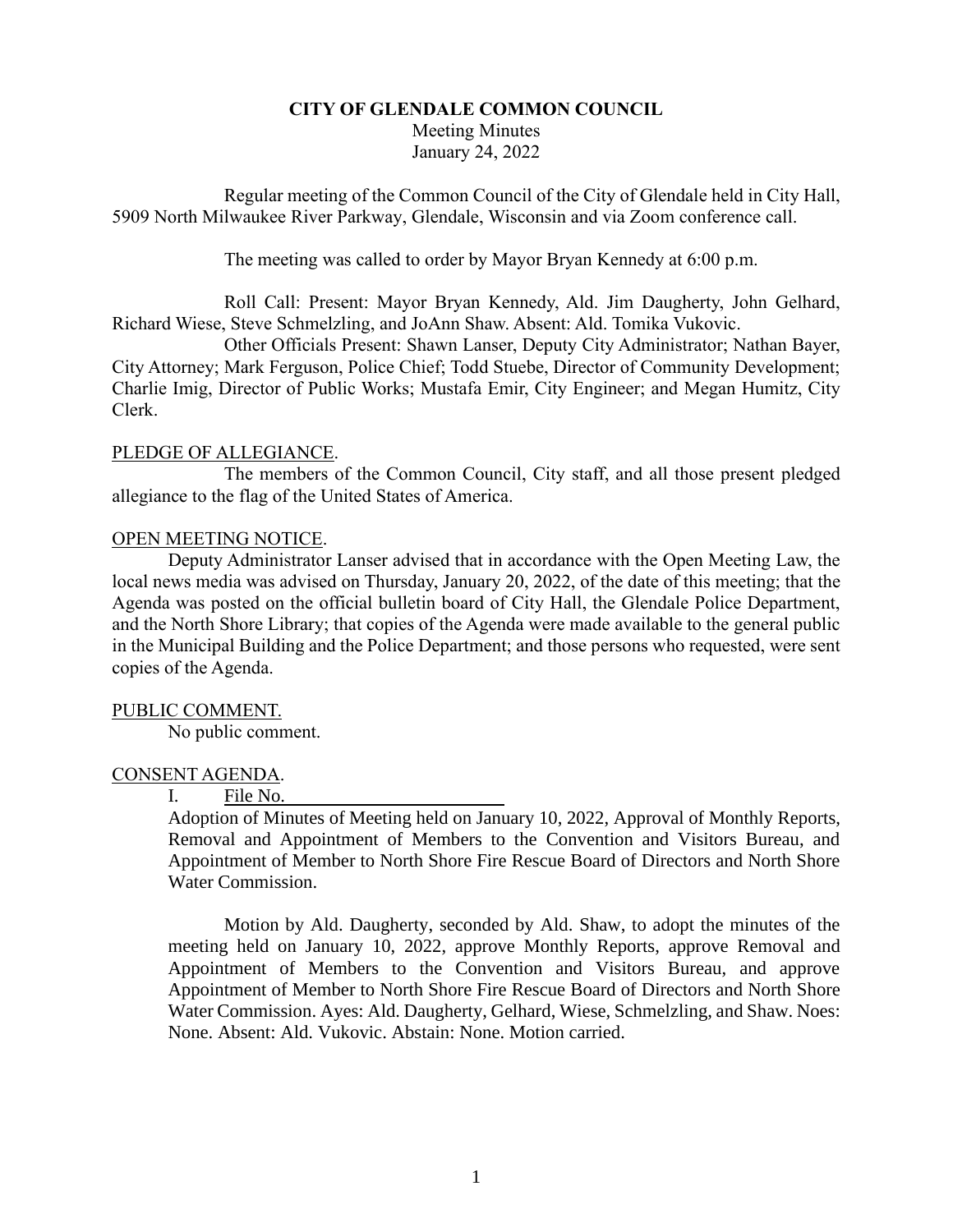**CITY OF GLENDALE COMMON COUNCIL**

Meeting Minutes

January 24, 2022

Regular meeting of the Common Council of the City of Glendale held in City Hall, 5909 North Milwaukee River Parkway, Glendale, Wisconsin and via Zoom conference call.

The meeting was called to order by Mayor Bryan Kennedy at 6:00 p.m.

Roll Call: Present: Mayor Bryan Kennedy, Ald. Jim Daugherty, John Gelhard, Richard Wiese, Steve Schmelzling, and JoAnn Shaw. Absent: Ald. Tomika Vukovic.

Other Officials Present: Shawn Lanser, Deputy City Administrator; Nathan Bayer, City Attorney; Mark Ferguson, Police Chief; Todd Stuebe, Director of Community Development; Charlie Imig, Director of Public Works; Mustafa Emir, City Engineer; and Megan Humitz, City Clerk.

PLEDGE OF ALLEGIANCE.

The members of the Common Council, City staff, and all those present pledged allegiance to the flag of the United States of America.

OPEN MEETING NOTICE.

Deputy Administrator Lanser advised that in accordance with the Open Meeting Law, the local news media was advised on Thursday, January 20, 2022, of the date of this meeting; that the Agenda was posted on the official bulletin board of City Hall, the Glendale Police Department, and the North Shore Library; that copies of the Agenda were made available to the general public in the Municipal Building and the Police Department; and those persons who requested, were sent copies of the Agenda.

PUBLIC COMMENT.

No public comment.

CONSENT AGENDA.

I. File No. \_\_\_\_\_\_\_\_\_\_\_\_\_\_\_\_\_\_\_\_\_\_\_\_

Adoption of Minutes of Meeting held on January 10, 2022, Approval of Monthly Reports, Removal and Appointment of Members to the Convention and Visitors Bureau, and Appointment of Member to North Shore Fire Rescue Board of Directors and North Shore Water Commission.

Motion by Ald. Daugherty, seconded by Ald. Shaw, to adopt the minutes of the meeting held on January 10, 2022, approve Monthly Reports, approve Removal and Appointment of Members to the Convention and Visitors Bureau, and approve Appointment of Member to North Shore Fire Rescue Board of Directors and North Shore Water Commission. Ayes: Ald. Daugherty, Gelhard, Wiese, Schmelzling, and Shaw. Noes: None. Absent: Ald. Vukovic. Abstain: None. Motion carried.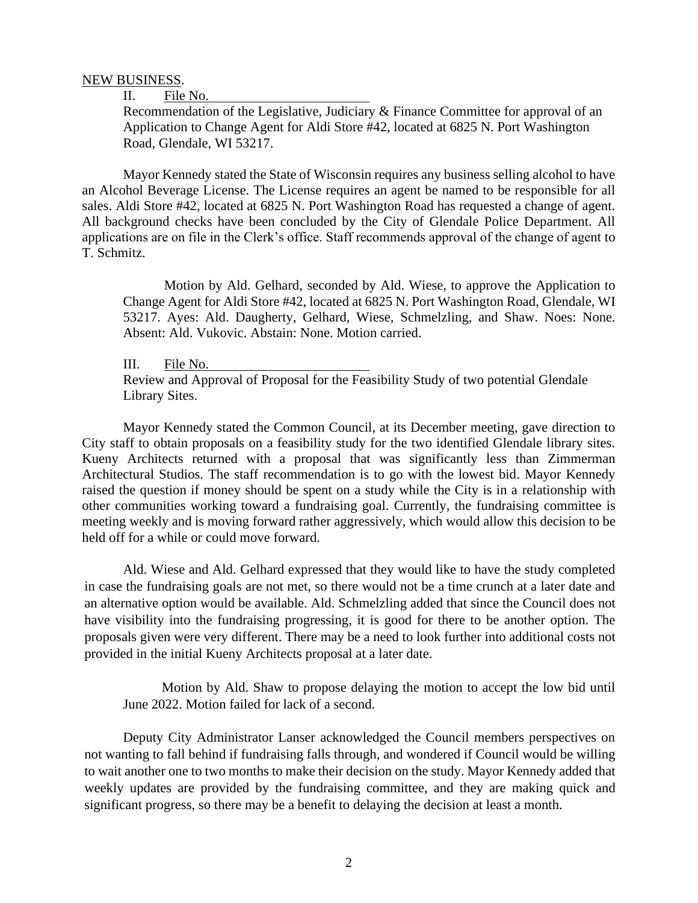NEW BUSINESS.

II. File No. \_\_\_\_\_\_\_\_\_\_\_\_\_\_\_\_\_\_\_\_

Recommendation of the Legislative, Judiciary & Finance Committee for approval of an Application to Change Agent for Aldi Store #42, located at 6825 N. Port Washington Road, Glendale, WI 53217.

Mayor Kennedy stated the State of Wisconsin requires any business selling alcohol to have an Alcohol Beverage License. The License requires an agent be named to be responsible for all sales. Aldi Store #42, located at 6825 N. Port Washington Road has requested a change of agent. All background checks have been concluded by the City of Glendale Police Department. All applications are on file in the Clerk's office. Staff recommends approval of the change of agent to T. Schmitz.

Motion by Ald. Gelhard, seconded by Ald. Wiese, to approve the Application to Change Agent for Aldi Store #42, located at 6825 N. Port Washington Road, Glendale, WI 53217. Ayes: Ald. Daugherty, Gelhard, Wiese, Schmelzling, and Shaw. Noes: None. Absent: Ald. Vukovic. Abstain: None. Motion carried.

III. File No. \_\_\_\_\_\_\_\_\_\_\_\_\_\_\_\_\_\_\_\_

Review and Approval of Proposal for the Feasibility Study of two potential Glendale Library Sites.

Mayor Kennedy stated the Common Council, at its December meeting, gave direction to City staff to obtain proposals on a feasibility study for the two identified Glendale library sites. Kueny Architects returned with a proposal that was significantly less than Zimmerman Architectural Studios. The staff recommendation is to go with the lowest bid. Mayor Kennedy raised the question if money should be spent on a study while the City is in a relationship with other communities working toward a fundraising goal. Currently, the fundraising committee is meeting weekly and is moving forward rather aggressively, which would allow this decision to be held off for a while or could move forward.

Ald. Wiese and Ald. Gelhard expressed that they would like to have the study completed in case the fundraising goals are not met, so there would not be a time crunch at a later date and an alternative option would be available. Ald. Schmelzling added that since the Council does not have visibility into the fundraising progressing, it is good for there to be another option. The proposals given were very different. There may be a need to look further into additional costs not provided in the initial Kueny Architects proposal at a later date.

Motion by Ald. Shaw to propose delaying the motion to accept the low bid until June 2022. Motion failed for lack of a second.

Deputy City Administrator Lanser acknowledged the Council members perspectives on not wanting to fall behind if fundraising falls through, and wondered if Council would be willing to wait another one to two months to make their decision on the study. Mayor Kennedy added that weekly updates are provided by the fundraising committee, and they are making quick and significant progress, so there may be a benefit to delaying the decision at least a month.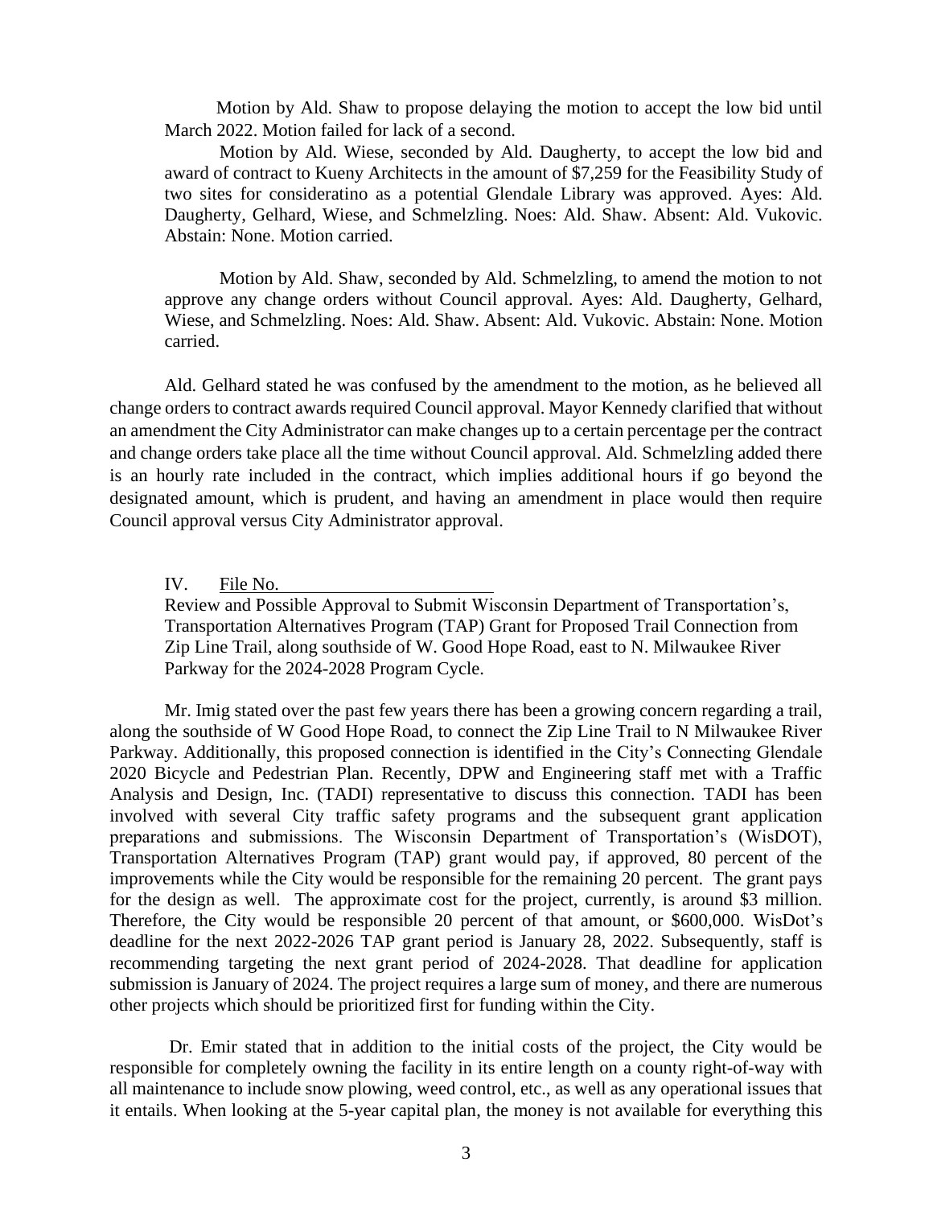Motion by Ald. Shaw to propose delaying the motion to accept the low bid until March 2022. Motion failed for lack of a second.

Motion by Ald. Wiese, seconded by Ald. Daugherty, to accept the low bid and award of contract to Kueny Architects in the amount of $7,259 for the Feasibility Study of two sites for consideratino as a potential Glendale Library was approved. Ayes: Ald. Daugherty, Gelhard, Wiese, and Schmelzling. Noes: Ald. Shaw. Absent: Ald. Vukovic. Abstain: None. Motion carried.

Motion by Ald. Shaw, seconded by Ald. Schmelzling, to amend the motion to not approve any change orders without Council approval. Ayes: Ald. Daugherty, Gelhard, Wiese, and Schmelzling. Noes: Ald. Shaw. Absent: Ald. Vukovic. Abstain: None. Motion carried.

Ald. Gelhard stated he was confused by the amendment to the motion, as he believed all change orders to contract awards required Council approval. Mayor Kennedy clarified that without an amendment the City Administrator can make changes up to a certain percentage per the contract and change orders take place all the time without Council approval. Ald. Schmelzling added there is an hourly rate included in the contract, which implies additional hours if go beyond the designated amount, which is prudent, and having an amendment in place would then require Council approval versus City Administrator approval.

IV. File No. ________________________

Review and Possible Approval to Submit Wisconsin Department of Transportation's, Transportation Alternatives Program (TAP) Grant for Proposed Trail Connection from Zip Line Trail, along southside of W. Good Hope Road, east to N. Milwaukee River Parkway for the 2024-2028 Program Cycle.

Mr. Imig stated over the past few years there has been a growing concern regarding a trail, along the southside of W Good Hope Road, to connect the Zip Line Trail to N Milwaukee River Parkway. Additionally, this proposed connection is identified in the City's Connecting Glendale 2020 Bicycle and Pedestrian Plan. Recently, DPW and Engineering staff met with a Traffic Analysis and Design, Inc. (TADI) representative to discuss this connection. TADI has been involved with several City traffic safety programs and the subsequent grant application preparations and submissions. The Wisconsin Department of Transportation's (WisDOT), Transportation Alternatives Program (TAP) grant would pay, if approved, 80 percent of the improvements while the City would be responsible for the remaining 20 percent. The grant pays for the design as well. The approximate cost for the project, currently, is around $3 million. Therefore, the City would be responsible 20 percent of that amount, or $600,000. WisDot's deadline for the next 2022-2026 TAP grant period is January 28, 2022. Subsequently, staff is recommending targeting the next grant period of 2024-2028. That deadline for application submission is January of 2024. The project requires a large sum of money, and there are numerous other projects which should be prioritized first for funding within the City.

Dr. Emir stated that in addition to the initial costs of the project, the City would be responsible for completely owning the facility in its entire length on a county right-of-way with all maintenance to include snow plowing, weed control, etc., as well as any operational issues that it entails. When looking at the 5-year capital plan, the money is not available for everything this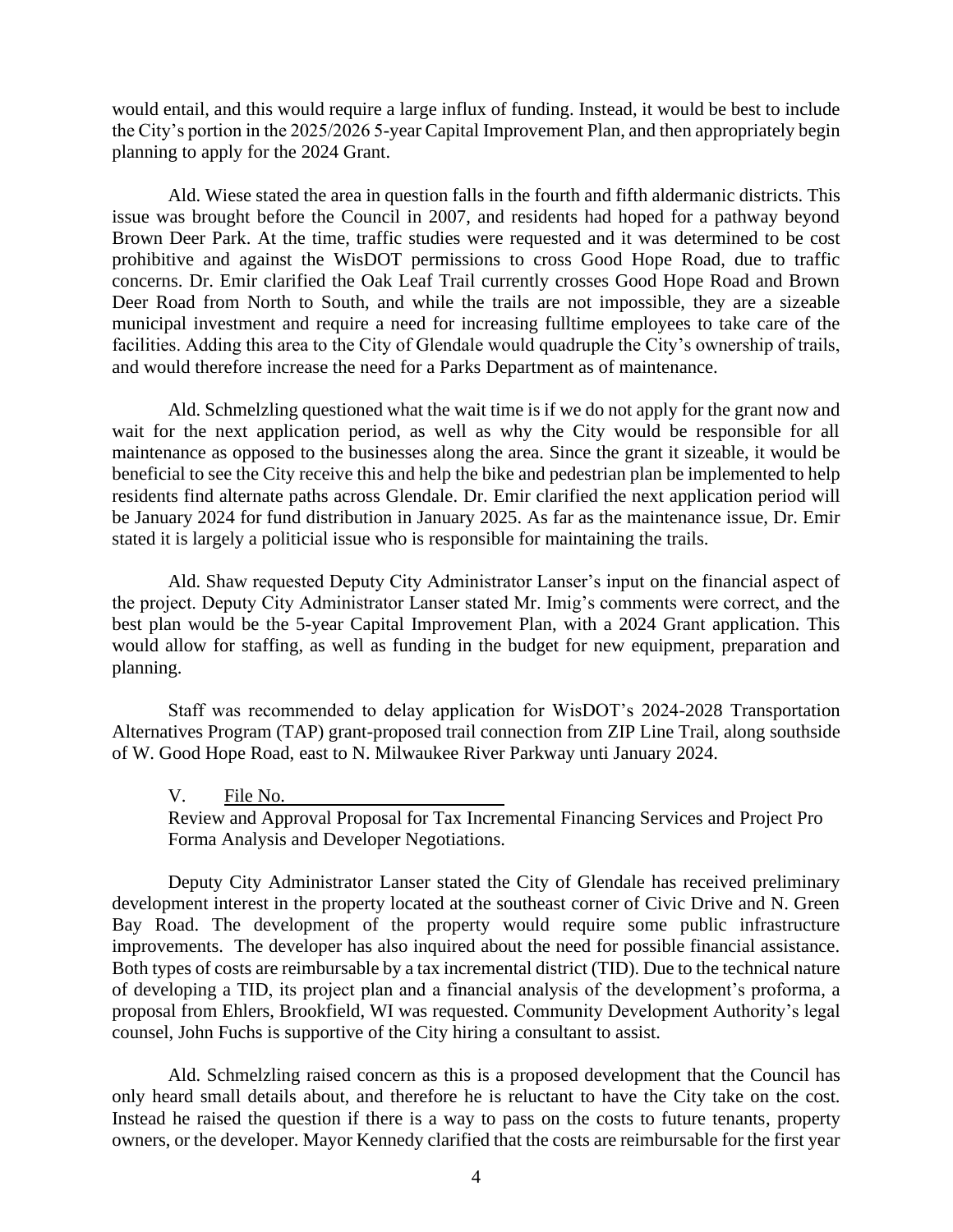would entail, and this would require a large influx of funding. Instead, it would be best to include the City's portion in the 2025/2026 5-year Capital Improvement Plan, and then appropriately begin planning to apply for the 2024 Grant.

Ald. Wiese stated the area in question falls in the fourth and fifth aldermanic districts. This issue was brought before the Council in 2007, and residents had hoped for a pathway beyond Brown Deer Park. At the time, traffic studies were requested and it was determined to be cost prohibitive and against the WisDOT permissions to cross Good Hope Road, due to traffic concerns. Dr. Emir clarified the Oak Leaf Trail currently crosses Good Hope Road and Brown Deer Road from North to South, and while the trails are not impossible, they are a sizeable municipal investment and require a need for increasing fulltime employees to take care of the facilities. Adding this area to the City of Glendale would quadruple the City's ownership of trails, and would therefore increase the need for a Parks Department as of maintenance.

Ald. Schmelzling questioned what the wait time is if we do not apply for the grant now and wait for the next application period, as well as why the City would be responsible for all maintenance as opposed to the businesses along the area. Since the grant it sizeable, it would be beneficial to see the City receive this and help the bike and pedestrian plan be implemented to help residents find alternate paths across Glendale. Dr. Emir clarified the next application period will be January 2024 for fund distribution in January 2025. As far as the maintenance issue, Dr. Emir stated it is largely a politicial issue who is responsible for maintaining the trails.

Ald. Shaw requested Deputy City Administrator Lanser's input on the financial aspect of the project. Deputy City Administrator Lanser stated Mr. Imig's comments were correct, and the best plan would be the 5-year Capital Improvement Plan, with a 2024 Grant application. This would allow for staffing, as well as funding in the budget for new equipment, preparation and planning.

Staff was recommended to delay application for WisDOT's 2024-2028 Transportation Alternatives Program (TAP) grant-proposed trail connection from ZIP Line Trail, along southside of W. Good Hope Road, east to N. Milwaukee River Parkway unti January 2024.

V. File No. ______________________

Review and Approval Proposal for Tax Incremental Financing Services and Project Pro Forma Analysis and Developer Negotiations.

Deputy City Administrator Lanser stated the City of Glendale has received preliminary development interest in the property located at the southeast corner of Civic Drive and N. Green Bay Road. The development of the property would require some public infrastructure improvements. The developer has also inquired about the need for possible financial assistance. Both types of costs are reimbursable by a tax incremental district (TID). Due to the technical nature of developing a TID, its project plan and a financial analysis of the development's proforma, a proposal from Ehlers, Brookfield, WI was requested. Community Development Authority's legal counsel, John Fuchs is supportive of the City hiring a consultant to assist.

Ald. Schmelzling raised concern as this is a proposed development that the Council has only heard small details about, and therefore he is reluctant to have the City take on the cost. Instead he raised the question if there is a way to pass on the costs to future tenants, property owners, or the developer. Mayor Kennedy clarified that the costs are reimbursable for the first year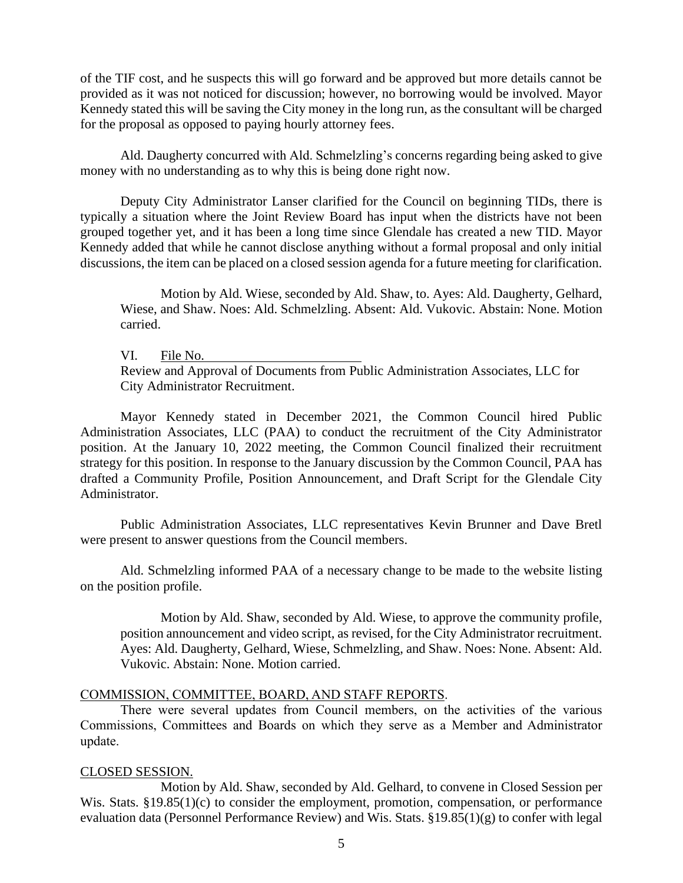of the TIF cost, and he suspects this will go forward and be approved but more details cannot be provided as it was not noticed for discussion; however, no borrowing would be involved. Mayor Kennedy stated this will be saving the City money in the long run, as the consultant will be charged for the proposal as opposed to paying hourly attorney fees.

Ald. Daugherty concurred with Ald. Schmelzling's concerns regarding being asked to give money with no understanding as to why this is being done right now.

Deputy City Administrator Lanser clarified for the Council on beginning TIDs, there is typically a situation where the Joint Review Board has input when the districts have not been grouped together yet, and it has been a long time since Glendale has created a new TID. Mayor Kennedy added that while he cannot disclose anything without a formal proposal and only initial discussions, the item can be placed on a closed session agenda for a future meeting for clarification.

> Motion by Ald. Wiese, seconded by Ald. Shaw, to. Ayes: Ald. Daugherty, Gelhard, Wiese, and Shaw. Noes: Ald. Schmelzling. Absent: Ald. Vukovic. Abstain: None. Motion carried.

VI. File No. \_\_\_\_\_\_\_\_\_\_\_\_\_\_\_\_\_\_\_\_\_\_\_\_
Review and Approval of Documents from Public Administration Associates, LLC for City Administrator Recruitment.

Mayor Kennedy stated in December 2021, the Common Council hired Public Administration Associates, LLC (PAA) to conduct the recruitment of the City Administrator position. At the January 10, 2022 meeting, the Common Council finalized their recruitment strategy for this position. In response to the January discussion by the Common Council, PAA has drafted a Community Profile, Position Announcement, and Draft Script for the Glendale City Administrator.

Public Administration Associates, LLC representatives Kevin Brunner and Dave Bretl were present to answer questions from the Council members.

Ald. Schmelzling informed PAA of a necessary change to be made to the website listing on the position profile.

> Motion by Ald. Shaw, seconded by Ald. Wiese, to approve the community profile, position announcement and video script, as revised, for the City Administrator recruitment. Ayes: Ald. Daugherty, Gelhard, Wiese, Schmelzling, and Shaw. Noes: None. Absent: Ald. Vukovic. Abstain: None. Motion carried.

COMMISSION, COMMITTEE, BOARD, AND STAFF REPORTS.

There were several updates from Council members, on the activities of the various Commissions, Committees and Boards on which they serve as a Member and Administrator update.

CLOSED SESSION.

Motion by Ald. Shaw, seconded by Ald. Gelhard, to convene in Closed Session per Wis. Stats. §19.85(1)(c) to consider the employment, promotion, compensation, or performance evaluation data (Personnel Performance Review) and Wis. Stats. §19.85(1)(g) to confer with legal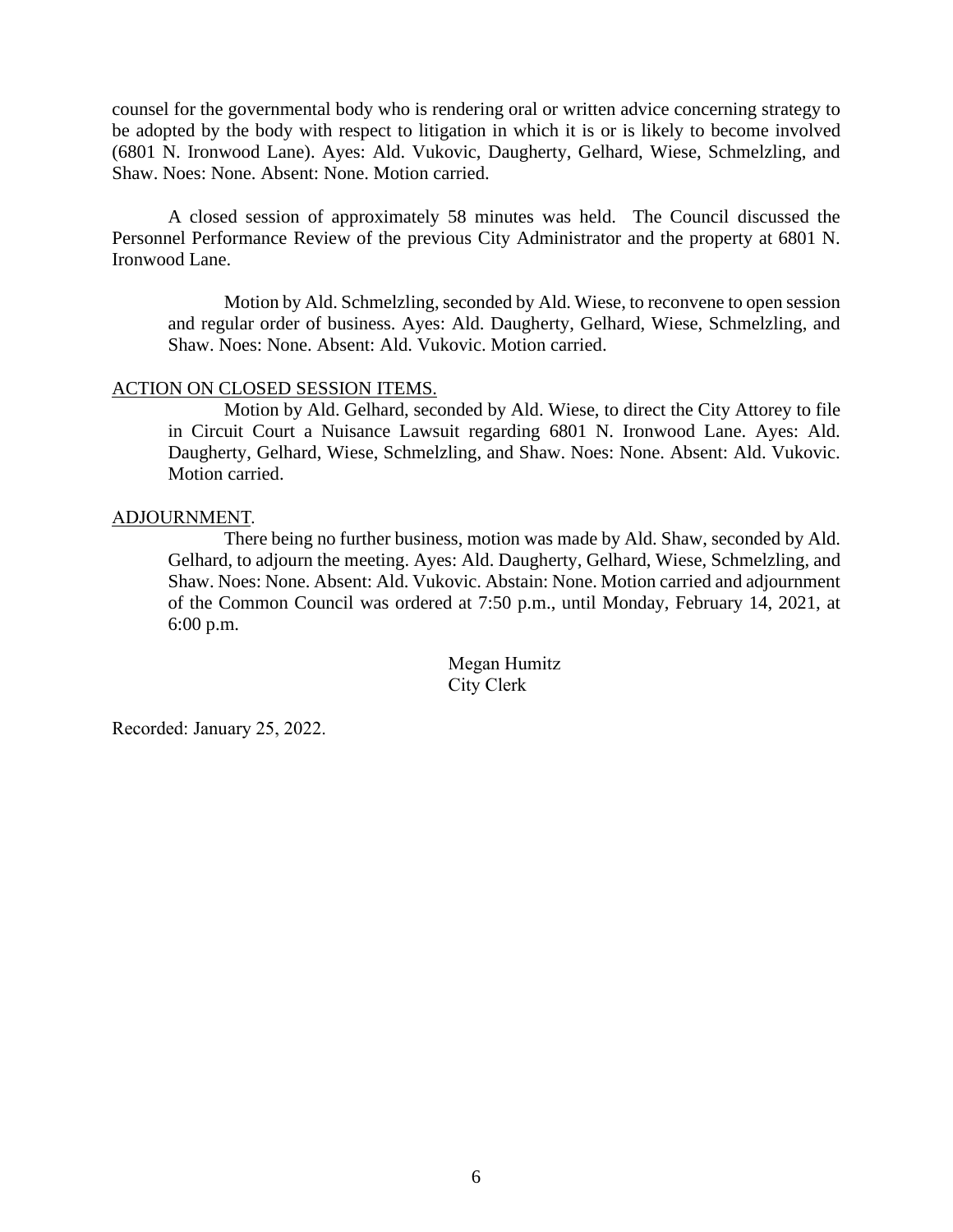counsel for the governmental body who is rendering oral or written advice concerning strategy to be adopted by the body with respect to litigation in which it is or is likely to become involved (6801 N. Ironwood Lane). Ayes: Ald. Vukovic, Daugherty, Gelhard, Wiese, Schmelzling, and Shaw. Noes: None. Absent: None. Motion carried.

A closed session of approximately 58 minutes was held. The Council discussed the Personnel Performance Review of the previous City Administrator and the property at 6801 N. Ironwood Lane.

Motion by Ald. Schmelzling, seconded by Ald. Wiese, to reconvene to open session and regular order of business. Ayes: Ald. Daugherty, Gelhard, Wiese, Schmelzling, and Shaw. Noes: None. Absent: Ald. Vukovic. Motion carried.

ACTION ON CLOSED SESSION ITEMS.

Motion by Ald. Gelhard, seconded by Ald. Wiese, to direct the City Attorey to file in Circuit Court a Nuisance Lawsuit regarding 6801 N. Ironwood Lane. Ayes: Ald. Daugherty, Gelhard, Wiese, Schmelzling, and Shaw. Noes: None. Absent: Ald. Vukovic. Motion carried.

ADJOURNMENT.

There being no further business, motion was made by Ald. Shaw, seconded by Ald. Gelhard, to adjourn the meeting. Ayes: Ald. Daugherty, Gelhard, Wiese, Schmelzling, and Shaw. Noes: None. Absent: Ald. Vukovic. Abstain: None. Motion carried and adjournment of the Common Council was ordered at 7:50 p.m., until Monday, February 14, 2021, at 6:00 p.m.

Megan Humitz
City Clerk

Recorded: January 25, 2022.